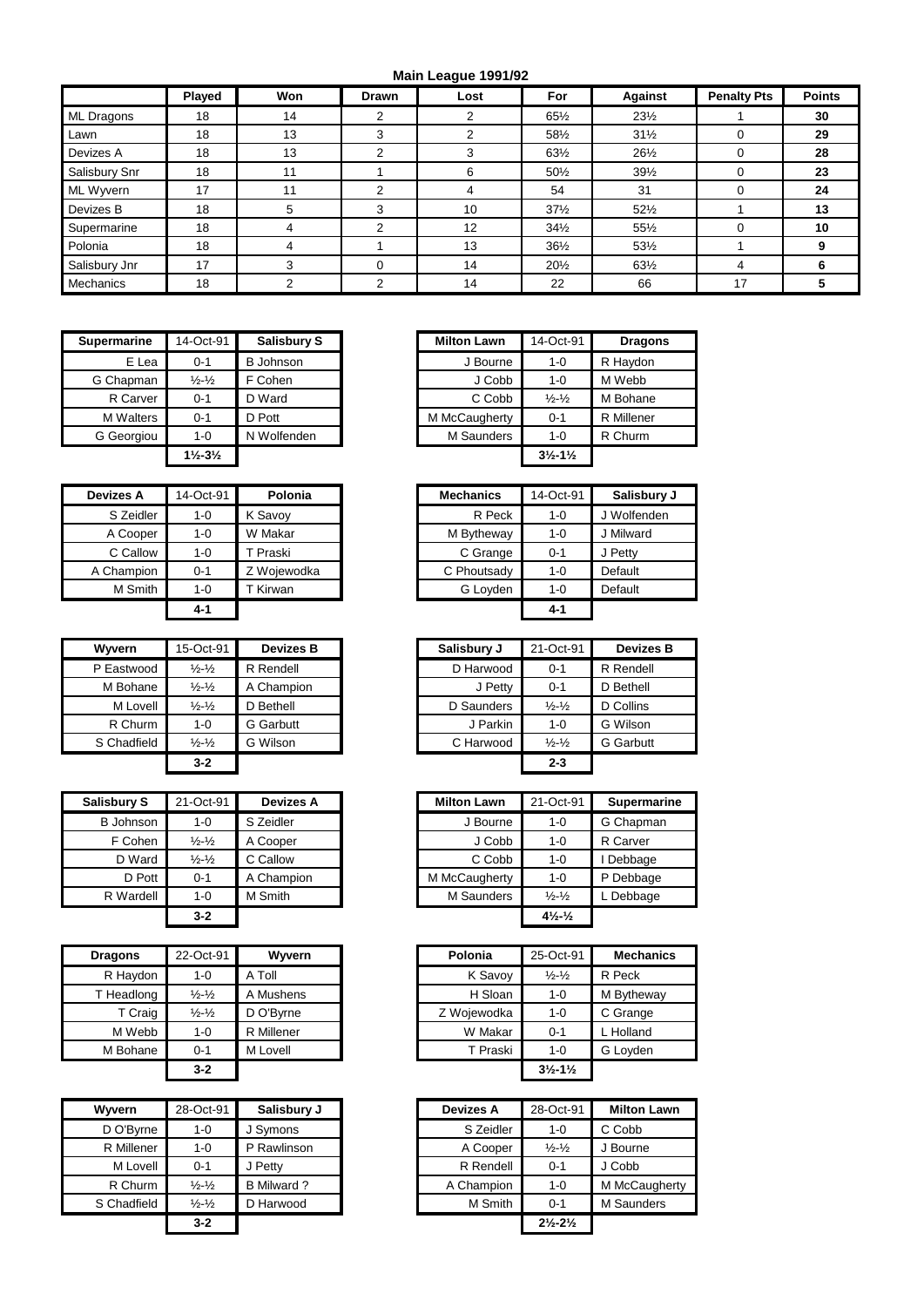## Main League 1991/92

| | Played | Won | Drawn | Lost | For | Against | Penalty Pts | Points |
|---|---|---|---|---|---|---|---|---|
| ML Dragons | 18 | 14 | 2 | 2 | 65½ | 23½ | 1 | **30** |
| Lawn | 18 | 13 | 3 | 2 | 58½ | 31½ | 0 | **29** |
| Devizes A | 18 | 13 | 2 | 3 | 63½ | 26½ | 0 | **28** |
| Salisbury Snr | 18 | 11 | 1 | 6 | 50½ | 39½ | 0 | **23** |
| ML Wyvern | 17 | 11 | 2 | 4 | 54 | 31 | 0 | **24** |
| Devizes B | 18 | 5 | 3 | 10 | 37½ | 52½ | 1 | **13** |
| Supermarine | 18 | 4 | 2 | 12 | 34½ | 55½ | 0 | **10** |
| Polonia | 18 | 4 | 1 | 13 | 36½ | 53½ | 1 | **9** |
| Salisbury Jnr | 17 | 3 | 0 | 14 | 20½ | 63½ | 4 | **6** |
| Mechanics | 18 | 2 | 2 | 14 | 22 | 66 | 17 | **5** |

| Supermarine | 14-Oct-91 | Salisbury S |
|---|---|---|
| E Lea | 0-1 | B Johnson |
| G Chapman | ½-½ | F Cohen |
| R Carver | 0-1 | D Ward |
| M Walters | 0-1 | D Pott |
| G Georgiou | 1-0 | N Wolfenden |
| | **1½-3½** | |

| Milton Lawn | 14-Oct-91 | Dragons |
|---|---|---|
| J Bourne | 1-0 | R Haydon |
| J Cobb | 1-0 | M Webb |
| C Cobb | ½-½ | M Bohane |
| M McCaugherty | 0-1 | R Millener |
| M Saunders | 1-0 | R Churm |
| | **3½-1½** | |

| Devizes A | 14-Oct-91 | Polonia |
|---|---|---|
| S Zeidler | 1-0 | K Savoy |
| A Cooper | 1-0 | W Makar |
| C Callow | 1-0 | T Praski |
| A Champion | 0-1 | Z Wojewodka |
| M Smith | 1-0 | T Kirwan |
| | **4-1** | |

| Mechanics | 14-Oct-91 | Salisbury J |
|---|---|---|
| R Peck | 1-0 | J Wolfenden |
| M Bytheway | 1-0 | J Milward |
| C Grange | 0-1 | J Petty |
| C Phoutsady | 1-0 | Default |
| G Loyden | 1-0 | Default |
| | **4-1** | |

| Wyvern | 15-Oct-91 | Devizes B |
|---|---|---|
| P Eastwood | ½-½ | R Rendell |
| M Bohane | ½-½ | A Champion |
| M Lovell | ½-½ | D Bethell |
| R Churm | 1-0 | G Garbutt |
| S Chadfield | ½-½ | G Wilson |
| | **3-2** | |

| Salisbury J | 21-Oct-91 | Devizes B |
|---|---|---|
| D Harwood | 0-1 | R Rendell |
| J Petty | 0-1 | D Bethell |
| D Saunders | ½-½ | D Collins |
| J Parkin | 1-0 | G Wilson |
| C Harwood | ½-½ | G Garbutt |
| | **2-3** | |

| Salisbury S | 21-Oct-91 | Devizes A |
|---|---|---|
| B Johnson | 1-0 | S Zeidler |
| F Cohen | ½-½ | A Cooper |
| D Ward | ½-½ | C Callow |
| D Pott | 0-1 | A Champion |
| R Wardell | 1-0 | M Smith |
| | **3-2** | |

| Milton Lawn | 21-Oct-91 | Supermarine |
|---|---|---|
| J Bourne | 1-0 | G Chapman |
| J Cobb | 1-0 | R Carver |
| C Cobb | 1-0 | I Debbage |
| M McCaugherty | 1-0 | P Debbage |
| M Saunders | ½-½ | L Debbage |
| | **4½-½** | |

| Dragons | 22-Oct-91 | Wyvern |
|---|---|---|
| R Haydon | 1-0 | A Toll |
| T Headlong | ½-½ | A Mushens |
| T Craig | ½-½ | D O'Byrne |
| M Webb | 1-0 | R Millener |
| M Bohane | 0-1 | M Lovell |
| | **3-2** | |

| Polonia | 25-Oct-91 | Mechanics |
|---|---|---|
| K Savoy | ½-½ | R Peck |
| H Sloan | 1-0 | M Bytheway |
| Z Wojewodka | 1-0 | C Grange |
| W Makar | 0-1 | L Holland |
| T Praski | 1-0 | G Loyden |
| | **3½-1½** | |

| Wyvern | 28-Oct-91 | Salisbury J |
|---|---|---|
| D O'Byrne | 1-0 | J Symons |
| R Millener | 1-0 | P Rawlinson |
| M Lovell | 0-1 | J Petty |
| R Churm | ½-½ | B Milward ? |
| S Chadfield | ½-½ | D Harwood |
| | **3-2** | |

| Devizes A | 28-Oct-91 | Milton Lawn |
|---|---|---|
| S Zeidler | 1-0 | C Cobb |
| A Cooper | ½-½ | J Bourne |
| R Rendell | 0-1 | J Cobb |
| A Champion | 1-0 | M McCaugherty |
| M Smith | 0-1 | M Saunders |
| | **2½-2½** | |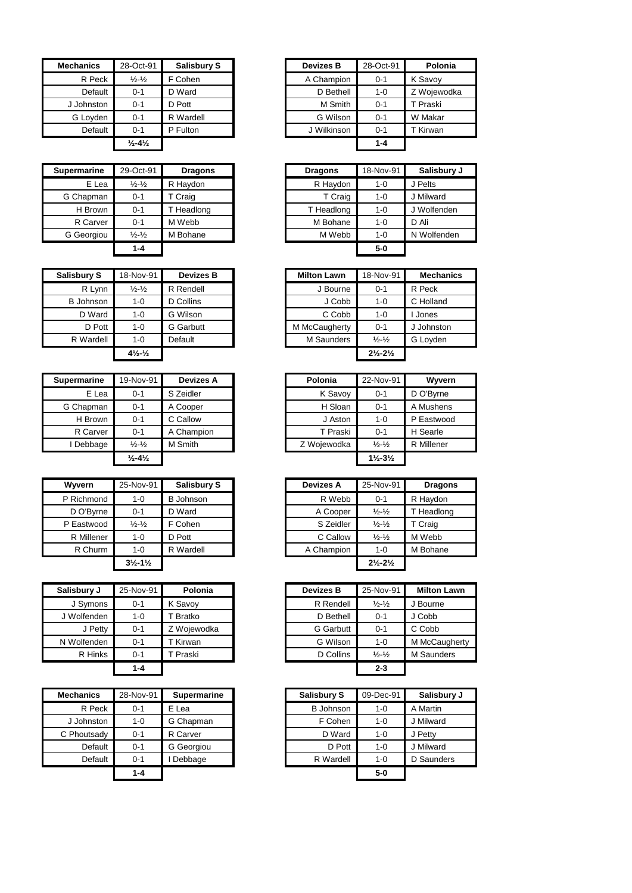| Mechanics | 28-Oct-91 | Salisbury S |
|---|---|---|
| R Peck | ½-½ | F Cohen |
| Default | 0-1 | D Ward |
| J Johnston | 0-1 | D Pott |
| G Loyden | 0-1 | R Wardell |
| Default | 0-1 | P Fulton |
| | **½-4½** | |

| Devizes B | 28-Oct-91 | Polonia |
|---|---|---|
| A Champion | 0-1 | K Savoy |
| D Bethell | 1-0 | Z Wojewodka |
| M Smith | 0-1 | T Praski |
| G Wilson | 0-1 | W Makar |
| J Wilkinson | 0-1 | T Kirwan |
| | **1-4** | |

| Supermarine | 29-Oct-91 | Dragons |
|---|---|---|
| E Lea | ½-½ | R Haydon |
| G Chapman | 0-1 | T Craig |
| H Brown | 0-1 | T Headlong |
| R Carver | 0-1 | M Webb |
| G Georgiou | ½-½ | M Bohane |
| | **1-4** | |

| Dragons | 18-Nov-91 | Salisbury J |
|---|---|---|
| R Haydon | 1-0 | J Pelts |
| T Craig | 1-0 | J Milward |
| T Headlong | 1-0 | J Wolfenden |
| M Bohane | 1-0 | D Ali |
| M Webb | 1-0 | N Wolfenden |
| | **5-0** | |

| Salisbury S | 18-Nov-91 | Devizes B |
|---|---|---|
| R Lynn | ½-½ | R Rendell |
| B Johnson | 1-0 | D Collins |
| D Ward | 1-0 | G Wilson |
| D Pott | 1-0 | G Garbutt |
| R Wardell | 1-0 | Default |
| | **4½-½** | |

| Milton Lawn | 18-Nov-91 | Mechanics |
|---|---|---|
| J Bourne | 0-1 | R Peck |
| J Cobb | 1-0 | C Holland |
| C Cobb | 1-0 | I Jones |
| M McCaugherty | 0-1 | J Johnston |
| M Saunders | ½-½ | G Loyden |
| | **2½-2½** | |

| Supermarine | 19-Nov-91 | Devizes A |
|---|---|---|
| E Lea | 0-1 | S Zeidler |
| G Chapman | 0-1 | A Cooper |
| H Brown | 0-1 | C Callow |
| R Carver | 0-1 | A Champion |
| I Debbage | ½-½ | M Smith |
| | **½-4½** | |

| Polonia | 22-Nov-91 | Wyvern |
|---|---|---|
| K Savoy | 0-1 | D O'Byrne |
| H Sloan | 0-1 | A Mushens |
| J Aston | 1-0 | P Eastwood |
| T Praski | 0-1 | H Searle |
| Z Wojewodka | ½-½ | R Millener |
| | **1½-3½** | |

| Wyvern | 25-Nov-91 | Salisbury S |
|---|---|---|
| P Richmond | 1-0 | B Johnson |
| D O'Byrne | 0-1 | D Ward |
| P Eastwood | ½-½ | F Cohen |
| R Millener | 1-0 | D Pott |
| R Churm | 1-0 | R Wardell |
| | **3½-1½** | |

| Devizes A | 25-Nov-91 | Dragons |
|---|---|---|
| R Webb | 0-1 | R Haydon |
| A Cooper | ½-½ | T Headlong |
| S Zeidler | ½-½ | T Craig |
| C Callow | ½-½ | M Webb |
| A Champion | 1-0 | M Bohane |
| | **2½-2½** | |

| Salisbury J | 25-Nov-91 | Polonia |
|---|---|---|
| J Symons | 0-1 | K Savoy |
| J Wolfenden | 1-0 | T Bratko |
| J Petty | 0-1 | Z Wojewodka |
| N Wolfenden | 0-1 | T Kirwan |
| R Hinks | 0-1 | T Praski |
| | **1-4** | |

| Devizes B | 25-Nov-91 | Milton Lawn |
|---|---|---|
| R Rendell | ½-½ | J Bourne |
| D Bethell | 0-1 | J Cobb |
| G Garbutt | 0-1 | C Cobb |
| G Wilson | 1-0 | M McCaugherty |
| D Collins | ½-½ | M Saunders |
| | **2-3** | |

| Mechanics | 28-Nov-91 | Supermarine |
|---|---|---|
| R Peck | 0-1 | E Lea |
| J Johnston | 1-0 | G Chapman |
| C Phoutsady | 0-1 | R Carver |
| Default | 0-1 | G Georgiou |
| Default | 0-1 | I Debbage |
| | **1-4** | |

| Salisbury S | 09-Dec-91 | Salisbury J |
|---|---|---|
| B Johnson | 1-0 | A Martin |
| F Cohen | 1-0 | J Milward |
| D Ward | 1-0 | J Petty |
| D Pott | 1-0 | J Milward |
| R Wardell | 1-0 | D Saunders |
| | **5-0** | |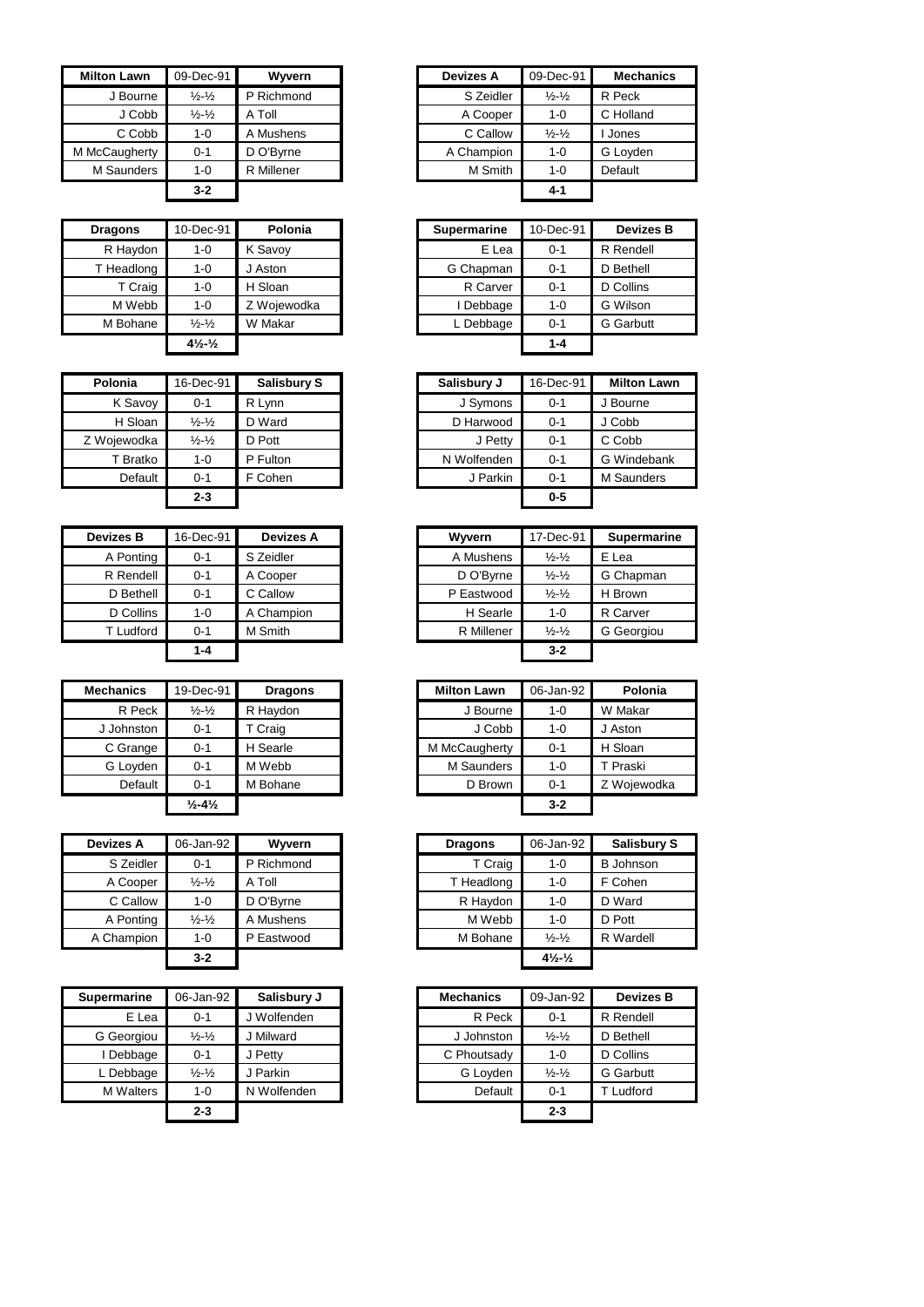| Milton Lawn | 09-Dec-91 | Wyvern |
|---|---|---|
| J Bourne | ½-½ | P Richmond |
| J Cobb | ½-½ | A Toll |
| C Cobb | 1-0 | A Mushens |
| M McCaugherty | 0-1 | D O'Byrne |
| M Saunders | 1-0 | R Millener |
| | **3-2** | |

| Devizes A | 09-Dec-91 | Mechanics |
|---|---|---|
| S Zeidler | ½-½ | R Peck |
| A Cooper | 1-0 | C Holland |
| C Callow | ½-½ | I Jones |
| A Champion | 1-0 | G Loyden |
| M Smith | 1-0 | Default |
| | **4-1** | |

| Dragons | 10-Dec-91 | Polonia |
|---|---|---|
| R Haydon | 1-0 | K Savoy |
| T Headlong | 1-0 | J Aston |
| T Craig | 1-0 | H Sloan |
| M Webb | 1-0 | Z Wojewodka |
| M Bohane | ½-½ | W Makar |
| | **4½-½** | |

| Supermarine | 10-Dec-91 | Devizes B |
|---|---|---|
| E Lea | 0-1 | R Rendell |
| G Chapman | 0-1 | D Bethell |
| R Carver | 0-1 | D Collins |
| I Debbage | 1-0 | G Wilson |
| L Debbage | 0-1 | G Garbutt |
| | **1-4** | |

| Polonia | 16-Dec-91 | Salisbury S |
|---|---|---|
| K Savoy | 0-1 | R Lynn |
| H Sloan | ½-½ | D Ward |
| Z Wojewodka | ½-½ | D Pott |
| T Bratko | 1-0 | P Fulton |
| Default | 0-1 | F Cohen |
| | **2-3** | |

| Salisbury J | 16-Dec-91 | Milton Lawn |
|---|---|---|
| J Symons | 0-1 | J Bourne |
| D Harwood | 0-1 | J Cobb |
| J Petty | 0-1 | C Cobb |
| N Wolfenden | 0-1 | G Windebank |
| J Parkin | 0-1 | M Saunders |
| | **0-5** | |

| Devizes B | 16-Dec-91 | Devizes A |
|---|---|---|
| A Ponting | 0-1 | S Zeidler |
| R Rendell | 0-1 | A Cooper |
| D Bethell | 0-1 | C Callow |
| D Collins | 1-0 | A Champion |
| T Ludford | 0-1 | M Smith |
| | **1-4** | |

| Wyvern | 17-Dec-91 | Supermarine |
|---|---|---|
| A Mushens | ½-½ | E Lea |
| D O'Byrne | ½-½ | G Chapman |
| P Eastwood | ½-½ | H Brown |
| H Searle | 1-0 | R Carver |
| R Millener | ½-½ | G Georgiou |
| | **3-2** | |

| Mechanics | 19-Dec-91 | Dragons |
|---|---|---|
| R Peck | ½-½ | R Haydon |
| J Johnston | 0-1 | T Craig |
| C Grange | 0-1 | H Searle |
| G Loyden | 0-1 | M Webb |
| Default | 0-1 | M Bohane |
| | **½-4½** | |

| Milton Lawn | 06-Jan-92 | Polonia |
|---|---|---|
| J Bourne | 1-0 | W Makar |
| J Cobb | 1-0 | J Aston |
| M McCaugherty | 0-1 | H Sloan |
| M Saunders | 1-0 | T Praski |
| D Brown | 0-1 | Z Wojewodka |
| | **3-2** | |

| Devizes A | 06-Jan-92 | Wyvern |
|---|---|---|
| S Zeidler | 0-1 | P Richmond |
| A Cooper | ½-½ | A Toll |
| C Callow | 1-0 | D O'Byrne |
| A Ponting | ½-½ | A Mushens |
| A Champion | 1-0 | P Eastwood |
| | **3-2** | |

| Dragons | 06-Jan-92 | Salisbury S |
|---|---|---|
| T Craig | 1-0 | B Johnson |
| T Headlong | 1-0 | F Cohen |
| R Haydon | 1-0 | D Ward |
| M Webb | 1-0 | D Pott |
| M Bohane | ½-½ | R Wardell |
| | **4½-½** | |

| Supermarine | 06-Jan-92 | Salisbury J |
|---|---|---|
| E Lea | 0-1 | J Wolfenden |
| G Georgiou | ½-½ | J Milward |
| I Debbage | 0-1 | J Petty |
| L Debbage | ½-½ | J Parkin |
| M Walters | 1-0 | N Wolfenden |
| | **2-3** | |

| Mechanics | 09-Jan-92 | Devizes B |
|---|---|---|
| R Peck | 0-1 | R Rendell |
| J Johnston | ½-½ | D Bethell |
| C Phoutsady | 1-0 | D Collins |
| G Loyden | ½-½ | G Garbutt |
| Default | 0-1 | T Ludford |
| | **2-3** | |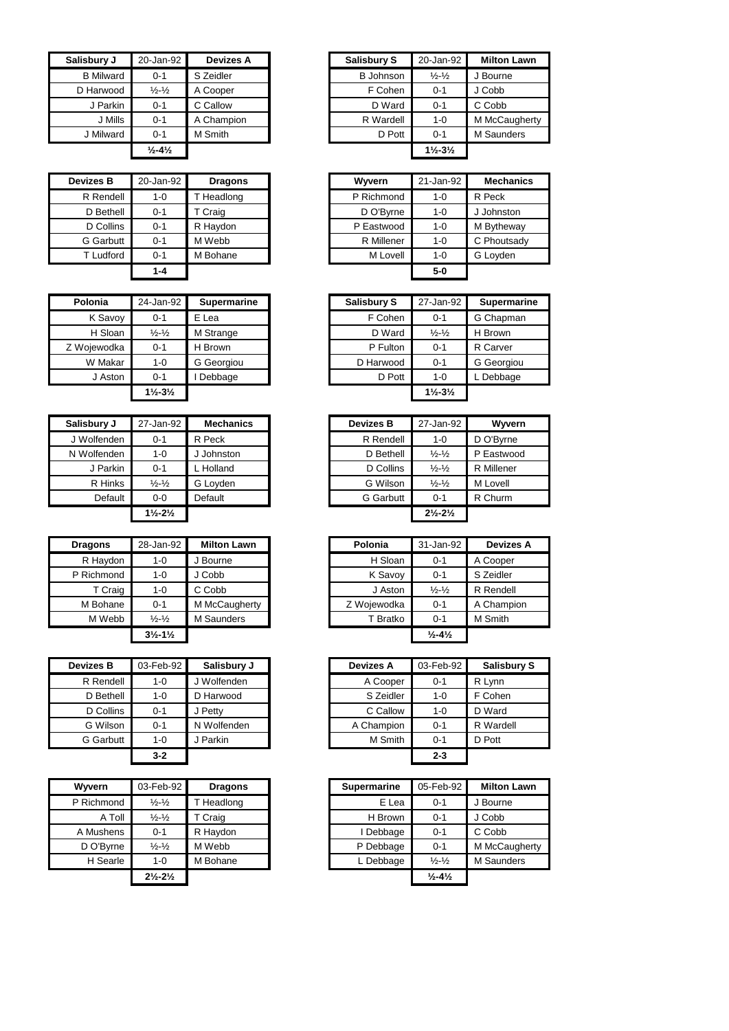| Salisbury J | 20-Jan-92 | Devizes A |
|---|---|---|
| B Milward | 0-1 | S Zeidler |
| D Harwood | ½-½ | A Cooper |
| J Parkin | 0-1 | C Callow |
| J Mills | 0-1 | A Champion |
| J Milward | 0-1 | M Smith |
| | ½-4½ | |

| Salisbury S | 20-Jan-92 | Milton Lawn |
|---|---|---|
| B Johnson | ½-½ | J Bourne |
| F Cohen | 0-1 | J Cobb |
| D Ward | 0-1 | C Cobb |
| R Wardell | 1-0 | M McCaugherty |
| D Pott | 0-1 | M Saunders |
| | 1½-3½ | |

| Devizes B | 20-Jan-92 | Dragons |
|---|---|---|
| R Rendell | 1-0 | T Headlong |
| D Bethell | 0-1 | T Craig |
| D Collins | 0-1 | R Haydon |
| G Garbutt | 0-1 | M Webb |
| T Ludford | 0-1 | M Bohane |
| | 1-4 | |

| Wyvern | 21-Jan-92 | Mechanics |
|---|---|---|
| P Richmond | 1-0 | R Peck |
| D O'Byrne | 1-0 | J Johnston |
| P Eastwood | 1-0 | M Bytheway |
| R Millener | 1-0 | C Phoutsady |
| M Lovell | 1-0 | G Loyden |
| | 5-0 | |

| Polonia | 24-Jan-92 | Supermarine |
|---|---|---|
| K Savoy | 0-1 | E Lea |
| H Sloan | ½-½ | M Strange |
| Z Wojewodka | 0-1 | H Brown |
| W Makar | 1-0 | G Georgiou |
| J Aston | 0-1 | I Debbage |
| | 1½-3½ | |

| Salisbury S | 27-Jan-92 | Supermarine |
|---|---|---|
| F Cohen | 0-1 | G Chapman |
| D Ward | ½-½ | H Brown |
| P Fulton | 0-1 | R Carver |
| D Harwood | 0-1 | G Georgiou |
| D Pott | 1-0 | L Debbage |
| | 1½-3½ | |

| Salisbury J | 27-Jan-92 | Mechanics |
|---|---|---|
| J Wolfenden | 0-1 | R Peck |
| N Wolfenden | 1-0 | J Johnston |
| J Parkin | 0-1 | L Holland |
| R Hinks | ½-½ | G Loyden |
| Default | 0-0 | Default |
| | 1½-2½ | |

| Devizes B | 27-Jan-92 | Wyvern |
|---|---|---|
| R Rendell | 1-0 | D O'Byrne |
| D Bethell | ½-½ | P Eastwood |
| D Collins | ½-½ | R Millener |
| G Wilson | ½-½ | M Lovell |
| G Garbutt | 0-1 | R Churm |
| | 2½-2½ | |

| Dragons | 28-Jan-92 | Milton Lawn |
|---|---|---|
| R Haydon | 1-0 | J Bourne |
| P Richmond | 1-0 | J Cobb |
| T Craig | 1-0 | C Cobb |
| M Bohane | 0-1 | M McCaugherty |
| M Webb | ½-½ | M Saunders |
| | 3½-1½ | |

| Polonia | 31-Jan-92 | Devizes A |
|---|---|---|
| H Sloan | 0-1 | A Cooper |
| K Savoy | 0-1 | S Zeidler |
| J Aston | ½-½ | R Rendell |
| Z Wojewodka | 0-1 | A Champion |
| T Bratko | 0-1 | M Smith |
| | ½-4½ | |

| Devizes B | 03-Feb-92 | Salisbury J |
|---|---|---|
| R Rendell | 1-0 | J Wolfenden |
| D Bethell | 1-0 | D Harwood |
| D Collins | 0-1 | J Petty |
| G Wilson | 0-1 | N Wolfenden |
| G Garbutt | 1-0 | J Parkin |
| | 3-2 | |

| Devizes A | 03-Feb-92 | Salisbury S |
|---|---|---|
| A Cooper | 0-1 | R Lynn |
| S Zeidler | 1-0 | F Cohen |
| C Callow | 1-0 | D Ward |
| A Champion | 0-1 | R Wardell |
| M Smith | 0-1 | D Pott |
| | 2-3 | |

| Wyvern | 03-Feb-92 | Dragons |
|---|---|---|
| P Richmond | ½-½ | T Headlong |
| A Toll | ½-½ | T Craig |
| A Mushens | 0-1 | R Haydon |
| D O'Byrne | ½-½ | M Webb |
| H Searle | 1-0 | M Bohane |
| | 2½-2½ | |

| Supermarine | 05-Feb-92 | Milton Lawn |
|---|---|---|
| E Lea | 0-1 | J Bourne |
| H Brown | 0-1 | J Cobb |
| I Debbage | 0-1 | C Cobb |
| P Debbage | 0-1 | M McCaugherty |
| L Debbage | ½-½ | M Saunders |
| | ½-4½ | |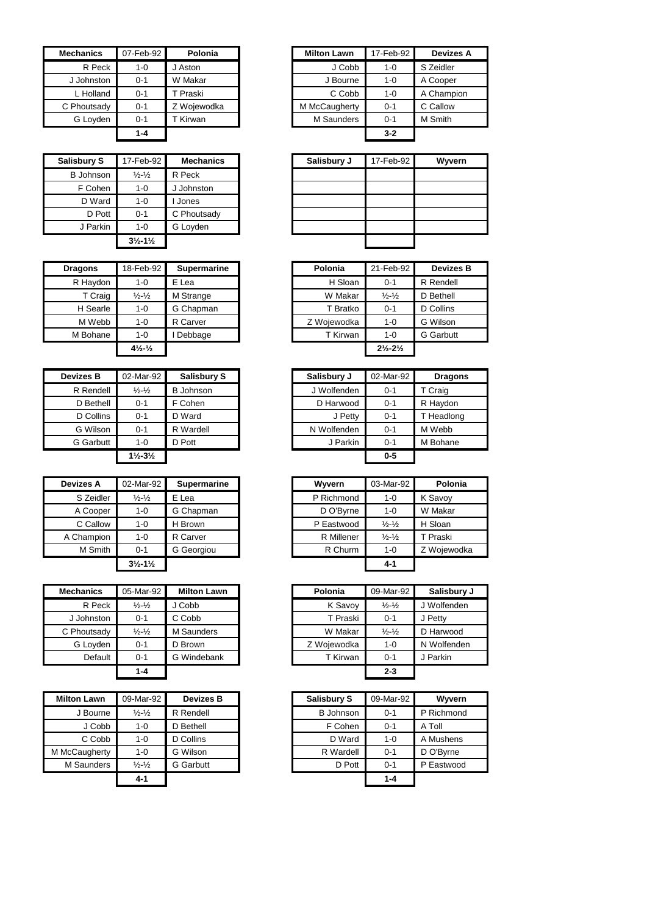| Mechanics | 07-Feb-92 | Polonia |
|---|---|---|
| R Peck | 1-0 | J Aston |
| J Johnston | 0-1 | W Makar |
| L Holland | 0-1 | T Praski |
| C Phoutsady | 0-1 | Z Wojewodka |
| G Loyden | 0-1 | T Kirwan |
| | **1-4** | |

| Milton Lawn | 17-Feb-92 | Devizes A |
|---|---|---|
| J Cobb | 1-0 | S Zeidler |
| J Bourne | 1-0 | A Cooper |
| C Cobb | 1-0 | A Champion |
| M McCaugherty | 0-1 | C Callow |
| M Saunders | 0-1 | M Smith |
| | **3-2** | |

| Salisbury S | 17-Feb-92 | Mechanics |
|---|---|---|
| B Johnson | ½-½ | R Peck |
| F Cohen | 1-0 | J Johnston |
| D Ward | 1-0 | I Jones |
| D Pott | 0-1 | C Phoutsady |
| J Parkin | 1-0 | G Loyden |
| | **3½-1½** | |

| Salisbury J | 17-Feb-92 | Wyvern |
|---|---|---|
| | | |
| | | |
| | | |
| | | |
| | | |
| | | |

| Dragons | 18-Feb-92 | Supermarine |
|---|---|---|
| R Haydon | 1-0 | E Lea |
| T Craig | ½-½ | M Strange |
| H Searle | 1-0 | G Chapman |
| M Webb | 1-0 | R Carver |
| M Bohane | 1-0 | I Debbage |
| | **4½-½** | |

| Polonia | 21-Feb-92 | Devizes B |
|---|---|---|
| H Sloan | 0-1 | R Rendell |
| W Makar | ½-½ | D Bethell |
| T Bratko | 0-1 | D Collins |
| Z Wojewodka | 1-0 | G Wilson |
| T Kirwan | 1-0 | G Garbutt |
| | **2½-2½** | |

| Devizes B | 02-Mar-92 | Salisbury S |
|---|---|---|
| R Rendell | ½-½ | B Johnson |
| D Bethell | 0-1 | F Cohen |
| D Collins | 0-1 | D Ward |
| G Wilson | 0-1 | R Wardell |
| G Garbutt | 1-0 | D Pott |
| | **1½-3½** | |

| Salisbury J | 02-Mar-92 | Dragons |
|---|---|---|
| J Wolfenden | 0-1 | T Craig |
| D Harwood | 0-1 | R Haydon |
| J Petty | 0-1 | T Headlong |
| N Wolfenden | 0-1 | M Webb |
| J Parkin | 0-1 | M Bohane |
| | **0-5** | |

| Devizes A | 02-Mar-92 | Supermarine |
|---|---|---|
| S Zeidler | ½-½ | E Lea |
| A Cooper | 1-0 | G Chapman |
| C Callow | 1-0 | H Brown |
| A Champion | 1-0 | R Carver |
| M Smith | 0-1 | G Georgiou |
| | **3½-1½** | |

| Wyvern | 03-Mar-92 | Polonia |
|---|---|---|
| P Richmond | 1-0 | K Savoy |
| D O'Byrne | 1-0 | W Makar |
| P Eastwood | ½-½ | H Sloan |
| R Millener | ½-½ | T Praski |
| R Churm | 1-0 | Z Wojewodka |
| | **4-1** | |

| Mechanics | 05-Mar-92 | Milton Lawn |
|---|---|---|
| R Peck | ½-½ | J Cobb |
| J Johnston | 0-1 | C Cobb |
| C Phoutsady | ½-½ | M Saunders |
| G Loyden | 0-1 | D Brown |
| Default | 0-1 | G Windebank |
| | **1-4** | |

| Polonia | 09-Mar-92 | Salisbury J |
|---|---|---|
| K Savoy | ½-½ | J Wolfenden |
| T Praski | 0-1 | J Petty |
| W Makar | ½-½ | D Harwood |
| Z Wojewodka | 1-0 | N Wolfenden |
| T Kirwan | 0-1 | J Parkin |
| | **2-3** | |

| Milton Lawn | 09-Mar-92 | Devizes B |
|---|---|---|
| J Bourne | ½-½ | R Rendell |
| J Cobb | 1-0 | D Bethell |
| C Cobb | 1-0 | D Collins |
| M McCaugherty | 1-0 | G Wilson |
| M Saunders | ½-½ | G Garbutt |
| | **4-1** | |

| Salisbury S | 09-Mar-92 | Wyvern |
|---|---|---|
| B Johnson | 0-1 | P Richmond |
| F Cohen | 0-1 | A Toll |
| D Ward | 1-0 | A Mushens |
| R Wardell | 0-1 | D O'Byrne |
| D Pott | 0-1 | P Eastwood |
| | **1-4** | |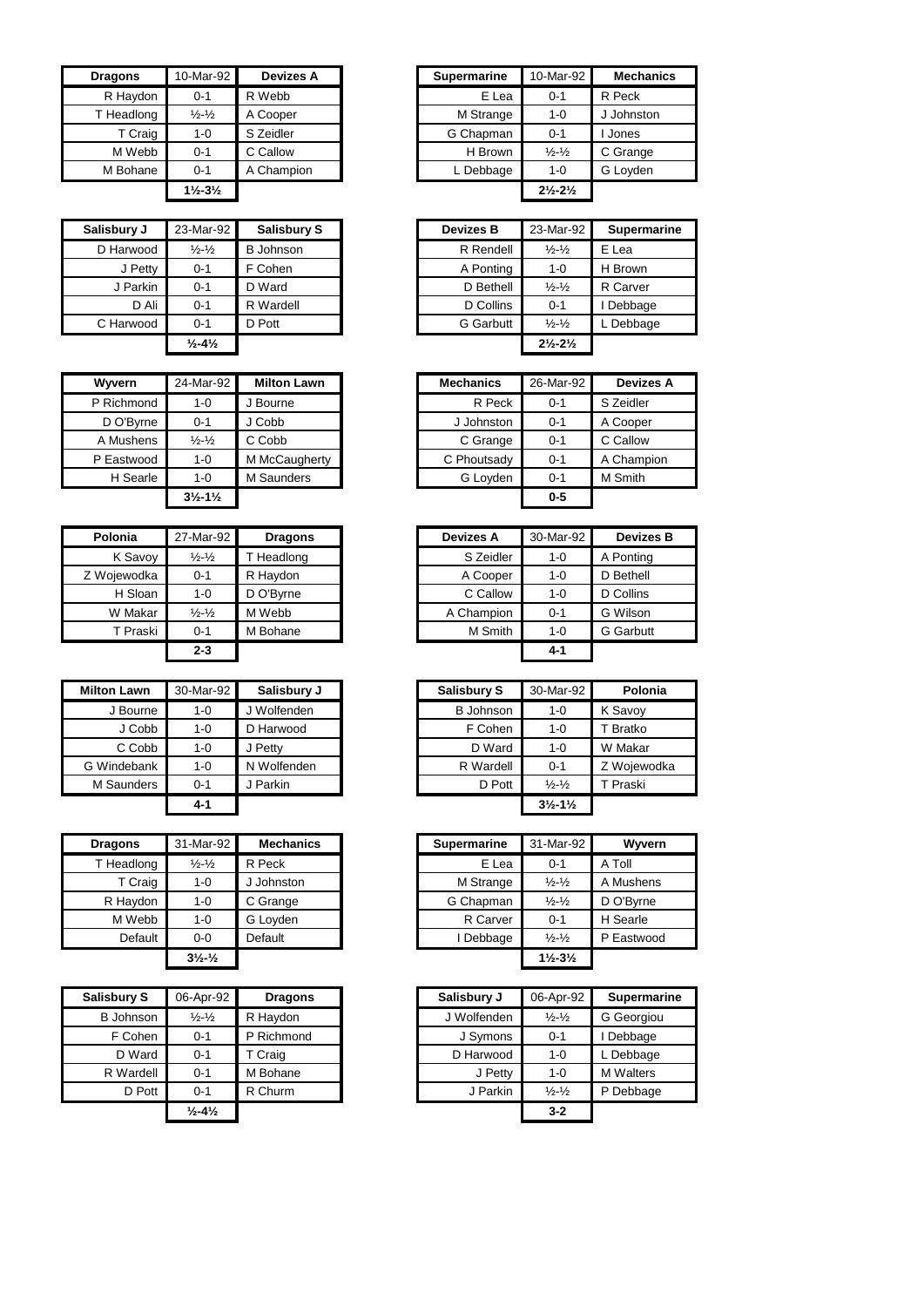| Dragons | 10-Mar-92 | Devizes A |
|---|---|---|
| R Haydon | 0-1 | R Webb |
| T Headlong | ½-½ | A Cooper |
| T Craig | 1-0 | S Zeidler |
| M Webb | 0-1 | C Callow |
| M Bohane | 0-1 | A Champion |
| | 1½-3½ | |

| Supermarine | 10-Mar-92 | Mechanics |
|---|---|---|
| E Lea | 0-1 | R Peck |
| M Strange | 1-0 | J Johnston |
| G Chapman | 0-1 | I Jones |
| H Brown | ½-½ | C Grange |
| L Debbage | 1-0 | G Loyden |
| | 2½-2½ | |

| Salisbury J | 23-Mar-92 | Salisbury S |
|---|---|---|
| D Harwood | ½-½ | B Johnson |
| J Petty | 0-1 | F Cohen |
| J Parkin | 0-1 | D Ward |
| D Ali | 0-1 | R Wardell |
| C Harwood | 0-1 | D Pott |
| | ½-4½ | |

| Devizes B | 23-Mar-92 | Supermarine |
|---|---|---|
| R Rendell | ½-½ | E Lea |
| A Ponting | 1-0 | H Brown |
| D Bethell | ½-½ | R Carver |
| D Collins | 0-1 | I Debbage |
| G Garbutt | ½-½ | L Debbage |
| | 2½-2½ | |

| Wyvern | 24-Mar-92 | Milton Lawn |
|---|---|---|
| P Richmond | 1-0 | J Bourne |
| D O'Byrne | 0-1 | J Cobb |
| A Mushens | ½-½ | C Cobb |
| P Eastwood | 1-0 | M McCaugherty |
| H Searle | 1-0 | M Saunders |
| | 3½-1½ | |

| Mechanics | 26-Mar-92 | Devizes A |
|---|---|---|
| R Peck | 0-1 | S Zeidler |
| J Johnston | 0-1 | A Cooper |
| C Grange | 0-1 | C Callow |
| C Phoutsady | 0-1 | A Champion |
| G Loyden | 0-1 | M Smith |
| | 0-5 | |

| Polonia | 27-Mar-92 | Dragons |
|---|---|---|
| K Savoy | ½-½ | T Headlong |
| Z Wojewodka | 0-1 | R Haydon |
| H Sloan | 1-0 | D O'Byrne |
| W Makar | ½-½ | M Webb |
| T Praski | 0-1 | M Bohane |
| | 2-3 | |

| Devizes A | 30-Mar-92 | Devizes B |
|---|---|---|
| S Zeidler | 1-0 | A Ponting |
| A Cooper | 1-0 | D Bethell |
| C Callow | 1-0 | D Collins |
| A Champion | 0-1 | G Wilson |
| M Smith | 1-0 | G Garbutt |
| | 4-1 | |

| Milton Lawn | 30-Mar-92 | Salisbury J |
|---|---|---|
| J Bourne | 1-0 | J Wolfenden |
| J Cobb | 1-0 | D Harwood |
| C Cobb | 1-0 | J Petty |
| G Windebank | 1-0 | N Wolfenden |
| M Saunders | 0-1 | J Parkin |
| | 4-1 | |

| Salisbury S | 30-Mar-92 | Polonia |
|---|---|---|
| B Johnson | 1-0 | K Savoy |
| F Cohen | 1-0 | T Bratko |
| D Ward | 1-0 | W Makar |
| R Wardell | 0-1 | Z Wojewodka |
| D Pott | ½-½ | T Praski |
| | 3½-1½ | |

| Dragons | 31-Mar-92 | Mechanics |
|---|---|---|
| T Headlong | ½-½ | R Peck |
| T Craig | 1-0 | J Johnston |
| R Haydon | 1-0 | C Grange |
| M Webb | 1-0 | G Loyden |
| Default | 0-0 | Default |
| | 3½-½ | |

| Supermarine | 31-Mar-92 | Wyvern |
|---|---|---|
| E Lea | 0-1 | A Toll |
| M Strange | ½-½ | A Mushens |
| G Chapman | ½-½ | D O'Byrne |
| R Carver | 0-1 | H Searle |
| I Debbage | ½-½ | P Eastwood |
| | 1½-3½ | |

| Salisbury S | 06-Apr-92 | Dragons |
|---|---|---|
| B Johnson | ½-½ | R Haydon |
| F Cohen | 0-1 | P Richmond |
| D Ward | 0-1 | T Craig |
| R Wardell | 0-1 | M Bohane |
| D Pott | 0-1 | R Churm |
| | ½-4½ | |

| Salisbury J | 06-Apr-92 | Supermarine |
|---|---|---|
| J Wolfenden | ½-½ | G Georgiou |
| J Symons | 0-1 | I Debbage |
| D Harwood | 1-0 | L Debbage |
| J Petty | 1-0 | M Walters |
| J Parkin | ½-½ | P Debbage |
| | 3-2 | |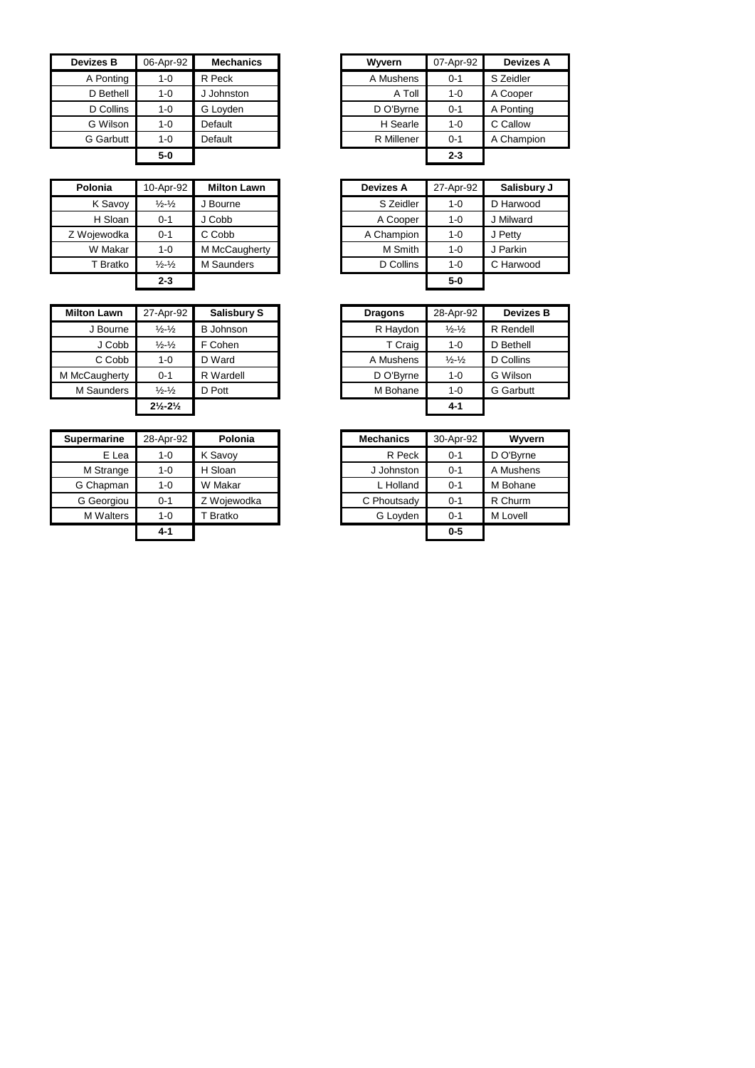| Devizes B | 06-Apr-92 | Mechanics |
|---|---|---|
| A Ponting | 1-0 | R Peck |
| D Bethell | 1-0 | J Johnston |
| D Collins | 1-0 | G Loyden |
| G Wilson | 1-0 | Default |
| G Garbutt | 1-0 | Default |
| | 5-0 | |

| Wyvern | 07-Apr-92 | Devizes A |
|---|---|---|
| A Mushens | 0-1 | S Zeidler |
| A Toll | 1-0 | A Cooper |
| D O'Byrne | 0-1 | A Ponting |
| H Searle | 1-0 | C Callow |
| R Millener | 0-1 | A Champion |
| | 2-3 | |

| Polonia | 10-Apr-92 | Milton Lawn |
|---|---|---|
| K Savoy | ½-½ | J Bourne |
| H Sloan | 0-1 | J Cobb |
| Z Wojewodka | 0-1 | C Cobb |
| W Makar | 1-0 | M McCaugherty |
| T Bratko | ½-½ | M Saunders |
| | 2-3 | |

| Devizes A | 27-Apr-92 | Salisbury J |
|---|---|---|
| S Zeidler | 1-0 | D Harwood |
| A Cooper | 1-0 | J Milward |
| A Champion | 1-0 | J Petty |
| M Smith | 1-0 | J Parkin |
| D Collins | 1-0 | C Harwood |
| | 5-0 | |

| Milton Lawn | 27-Apr-92 | Salisbury S |
|---|---|---|
| J Bourne | ½-½ | B Johnson |
| J Cobb | ½-½ | F Cohen |
| C Cobb | 1-0 | D Ward |
| M McCaugherty | 0-1 | R Wardell |
| M Saunders | ½-½ | D Pott |
| | 2½-2½ | |

| Dragons | 28-Apr-92 | Devizes B |
|---|---|---|
| R Haydon | ½-½ | R Rendell |
| T Craig | 1-0 | D Bethell |
| A Mushens | ½-½ | D Collins |
| D O'Byrne | 1-0 | G Wilson |
| M Bohane | 1-0 | G Garbutt |
| | 4-1 | |

| Supermarine | 28-Apr-92 | Polonia |
|---|---|---|
| E Lea | 1-0 | K Savoy |
| M Strange | 1-0 | H Sloan |
| G Chapman | 1-0 | W Makar |
| G Georgiou | 0-1 | Z Wojewodka |
| M Walters | 1-0 | T Bratko |
| | 4-1 | |

| Mechanics | 30-Apr-92 | Wyvern |
|---|---|---|
| R Peck | 0-1 | D O'Byrne |
| J Johnston | 0-1 | A Mushens |
| L Holland | 0-1 | M Bohane |
| C Phoutsady | 0-1 | R Churm |
| G Loyden | 0-1 | M Lovell |
| | 0-5 | |